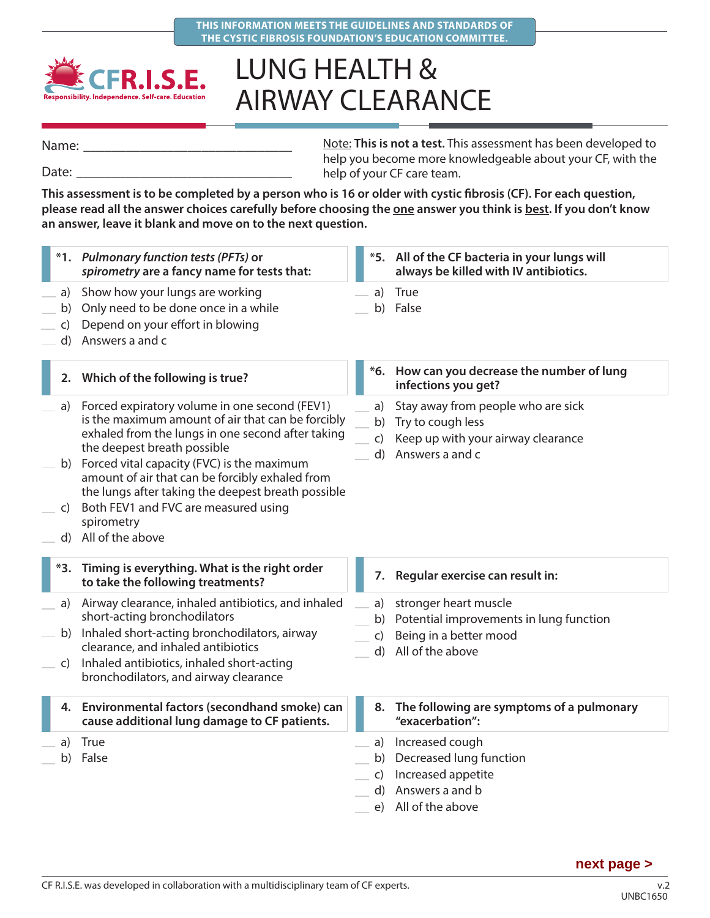THIS INFORMATION MEETS THE GUIDELINES AND STANDARDS OF THE CYSTIC FIBROSIS FOUNDATION'S EDUCATION COMMITTEE.

CFR.I.S.E.
Responsibility. Independence. Self-care. Education

# LUNG HEALTH & AIRWAY CLEARANCE

Name: ______________________________

Date: ______________________________

Note: **This is not a test.** This assessment has been developed to help you become more knowledgeable about your CF, with the help of your CF care team.

**This assessment is to be completed by a person who is 16 or older with cystic fibrosis (CF). For each question, please read all the answer choices carefully before choosing the one answer you think is best. If you don't know an answer, leave it blank and move on to the next question.**

**\*1. *Pulmonary function tests (PFTs)* or *spirometry* are a fancy name for tests that:**

- ___ a) Show how your lungs are working
- ___ b) Only need to be done once in a while
- ___ c) Depend on your effort in blowing
- ___ d) Answers a and c

**2. Which of the following is true?**

- ___ a) Forced expiratory volume in one second (FEV1) is the maximum amount of air that can be forcibly exhaled from the lungs in one second after taking the deepest breath possible
- ___ b) Forced vital capacity (FVC) is the maximum amount of air that can be forcibly exhaled from the lungs after taking the deepest breath possible
- ___ c) Both FEV1 and FVC are measured using spirometry
- ___ d) All of the above

**\*3. Timing is everything. What is the right order to take the following treatments?**

- ___ a) Airway clearance, inhaled antibiotics, and inhaled short-acting bronchodilators
- ___ b) Inhaled short-acting bronchodilators, airway clearance, and inhaled antibiotics
- ___ c) Inhaled antibiotics, inhaled short-acting bronchodilators, and airway clearance

**4. Environmental factors (secondhand smoke) can cause additional lung damage to CF patients.**

- ___ a) True
- ___ b) False

**\*5. All of the CF bacteria in your lungs will always be killed with IV antibiotics.**

- ___ a) True
- ___ b) False

**\*6. How can you decrease the number of lung infections you get?**

- ___ a) Stay away from people who are sick
- ___ b) Try to cough less
- ___ c) Keep up with your airway clearance
- ___ d) Answers a and c

**7. Regular exercise can result in:**

- ___ a) stronger heart muscle
- ___ b) Potential improvements in lung function
- ___ c) Being in a better mood
- ___ d) All of the above

**8. The following are symptoms of a pulmonary "exacerbation":**

- ___ a) Increased cough
- ___ b) Decreased lung function
- ___ c) Increased appetite
- ___ d) Answers a and b
- ___ e) All of the above

**next page >**

CF R.I.S.E. was developed in collaboration with a multidisciplinary team of CF experts.

v.2
UNBC1650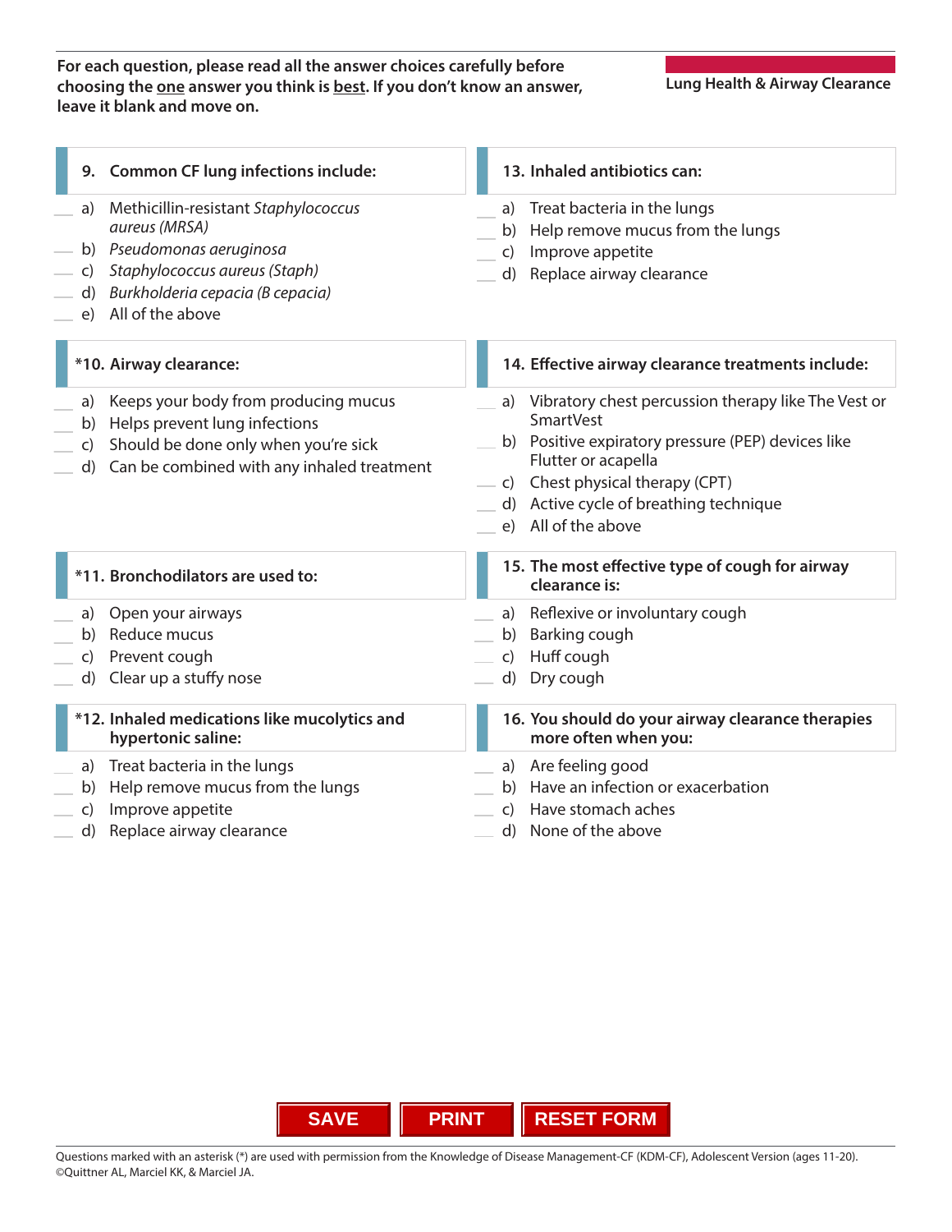**For each question, please read all the answer choices carefully before choosing the one answer you think is best. If you don't know an answer, leave it blank and move on.**

**Lung Health & Airway Clearance**

**9. Common CF lung infections include:**

___ a) Methicillin-resistant *Staphylococcus aureus (MRSA)*
___ b) *Pseudomonas aeruginosa*
___ c) *Staphylococcus aureus (Staph)*
___ d) *Burkholderia cepacia (B cepacia)*
___ e) All of the above

***10. Airway clearance:**

___ a) Keeps your body from producing mucus
___ b) Helps prevent lung infections
___ c) Should be done only when you're sick
___ d) Can be combined with any inhaled treatment

***11. Bronchodilators are used to:**

___ a) Open your airways
___ b) Reduce mucus
___ c) Prevent cough
___ d) Clear up a stuffy nose

***12. Inhaled medications like mucolytics and hypertonic saline:**

___ a) Treat bacteria in the lungs
___ b) Help remove mucus from the lungs
___ c) Improve appetite
___ d) Replace airway clearance

**13. Inhaled antibiotics can:**

___ a) Treat bacteria in the lungs
___ b) Help remove mucus from the lungs
___ c) Improve appetite
___ d) Replace airway clearance

**14. Effective airway clearance treatments include:**

___ a) Vibratory chest percussion therapy like The Vest or SmartVest
___ b) Positive expiratory pressure (PEP) devices like Flutter or acapella
___ c) Chest physical therapy (CPT)
___ d) Active cycle of breathing technique
___ e) All of the above

**15. The most effective type of cough for airway clearance is:**

___ a) Reflexive or involuntary cough
___ b) Barking cough
___ c) Huff cough
___ d) Dry cough

**16. You should do your airway clearance therapies more often when you:**

___ a) Are feeling good
___ b) Have an infection or exacerbation
___ c) Have stomach aches
___ d) None of the above

SAVE | PRINT | RESET FORM

Questions marked with an asterisk (*) are used with permission from the Knowledge of Disease Management-CF (KDM-CF), Adolescent Version (ages 11-20). ©Quittner AL, Marciel KK, & Marciel JA.